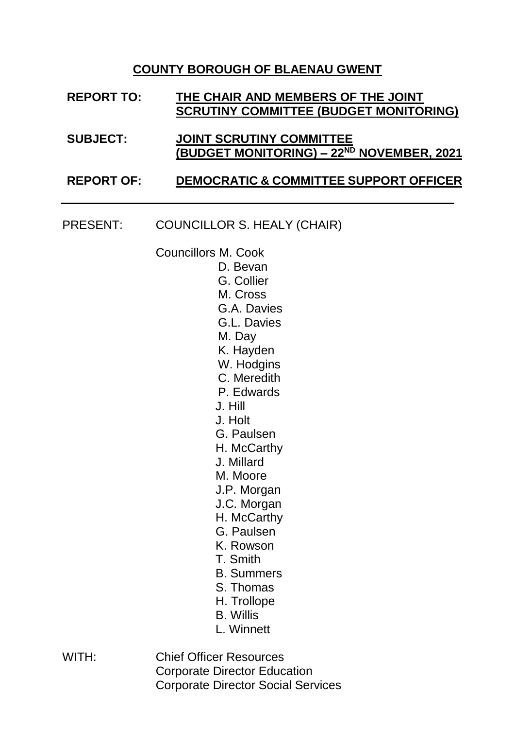**COUNTY BOROUGH OF BLAENAU GWENT**

| | |
|---|---|
| **REPORT TO:** | **THE CHAIR AND MEMBERS OF THE JOINT SCRUTINY COMMITTEE (BUDGET MONITORING)** |
| **SUBJECT:** | **JOINT SCRUTINY COMMITTEE (BUDGET MONITORING) – 22ND NOVEMBER, 2021** |
| **REPORT OF:** | **DEMOCRATIC & COMMITTEE SUPPORT OFFICER** |

---

PRESENT: COUNCILLOR S. HEALY (CHAIR)

Councillors M. Cook
D. Bevan
G. Collier
M. Cross
G.A. Davies
G.L. Davies
M. Day
K. Hayden
W. Hodgins
C. Meredith
P. Edwards
J. Hill
J. Holt
G. Paulsen
H. McCarthy
J. Millard
M. Moore
J.P. Morgan
J.C. Morgan
H. McCarthy
G. Paulsen
K. Rowson
T. Smith
B. Summers
S. Thomas
H. Trollope
B. Willis
L. Winnett

WITH: Chief Officer Resources
Corporate Director Education
Corporate Director Social Services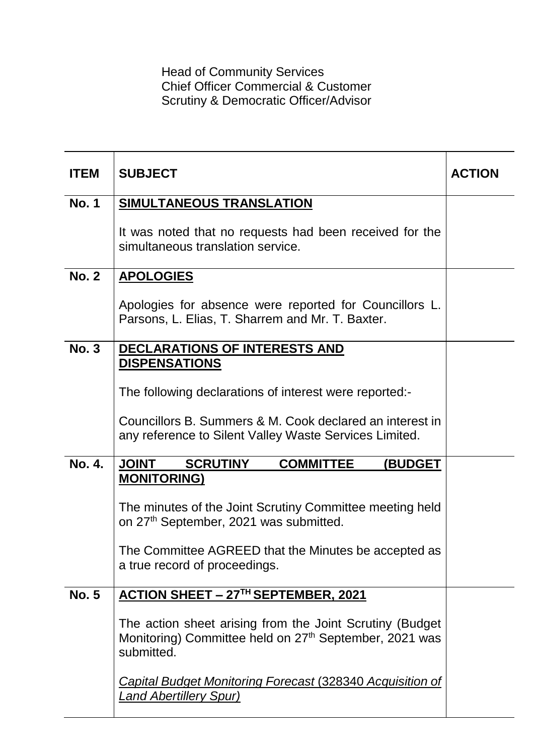Head of Community Services
Chief Officer Commercial & Customer
Scrutiny & Democratic Officer/Advisor

| ITEM | SUBJECT | ACTION |
|---|---|---|
| No. 1 | **SIMULTANEOUS TRANSLATION**<br><br>It was noted that no requests had been received for the simultaneous translation service. | |
| No. 2 | **APOLOGIES**<br><br>Apologies for absence were reported for Councillors L. Parsons, L. Elias, T. Sharrem and Mr. T. Baxter. | |
| No. 3 | **DECLARATIONS OF INTERESTS AND DISPENSATIONS**<br><br>The following declarations of interest were reported:-<br><br>Councillors B. Summers & M. Cook declared an interest in any reference to Silent Valley Waste Services Limited. | |
| No. 4. | **JOINT SCRUTINY COMMITTEE (BUDGET MONITORING)**<br><br>The minutes of the Joint Scrutiny Committee meeting held on 27th September, 2021 was submitted.<br><br>The Committee AGREED that the Minutes be accepted as a true record of proceedings. | |
| No. 5 | **ACTION SHEET – 27TH SEPTEMBER, 2021**<br><br>The action sheet arising from the Joint Scrutiny (Budget Monitoring) Committee held on 27th September, 2021 was submitted.<br><br>*Capital Budget Monitoring Forecast* (328340 *Acquisition of Land Abertillery Spur)* | |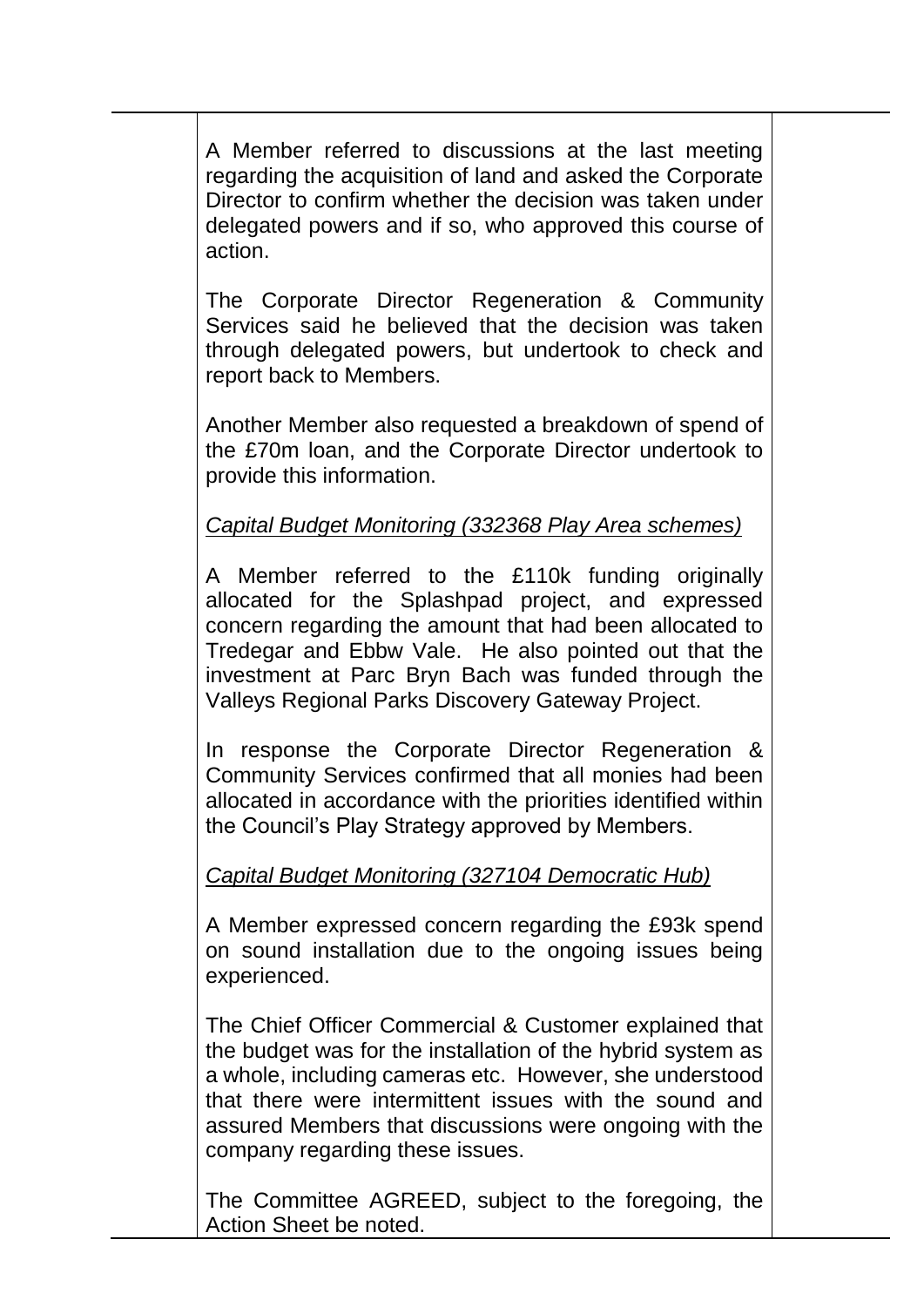A Member referred to discussions at the last meeting regarding the acquisition of land and asked the Corporate Director to confirm whether the decision was taken under delegated powers and if so, who approved this course of action.

The Corporate Director Regeneration & Community Services said he believed that the decision was taken through delegated powers, but undertook to check and report back to Members.

Another Member also requested a breakdown of spend of the £70m loan, and the Corporate Director undertook to provide this information.

*Capital Budget Monitoring (332368 Play Area schemes)*

A Member referred to the £110k funding originally allocated for the Splashpad project, and expressed concern regarding the amount that had been allocated to Tredegar and Ebbw Vale. He also pointed out that the investment at Parc Bryn Bach was funded through the Valleys Regional Parks Discovery Gateway Project.

In response the Corporate Director Regeneration & Community Services confirmed that all monies had been allocated in accordance with the priorities identified within the Council's Play Strategy approved by Members.

*Capital Budget Monitoring (327104 Democratic Hub)*

A Member expressed concern regarding the £93k spend on sound installation due to the ongoing issues being experienced.

The Chief Officer Commercial & Customer explained that the budget was for the installation of the hybrid system as a whole, including cameras etc. However, she understood that there were intermittent issues with the sound and assured Members that discussions were ongoing with the company regarding these issues.

The Committee AGREED, subject to the foregoing, the Action Sheet be noted.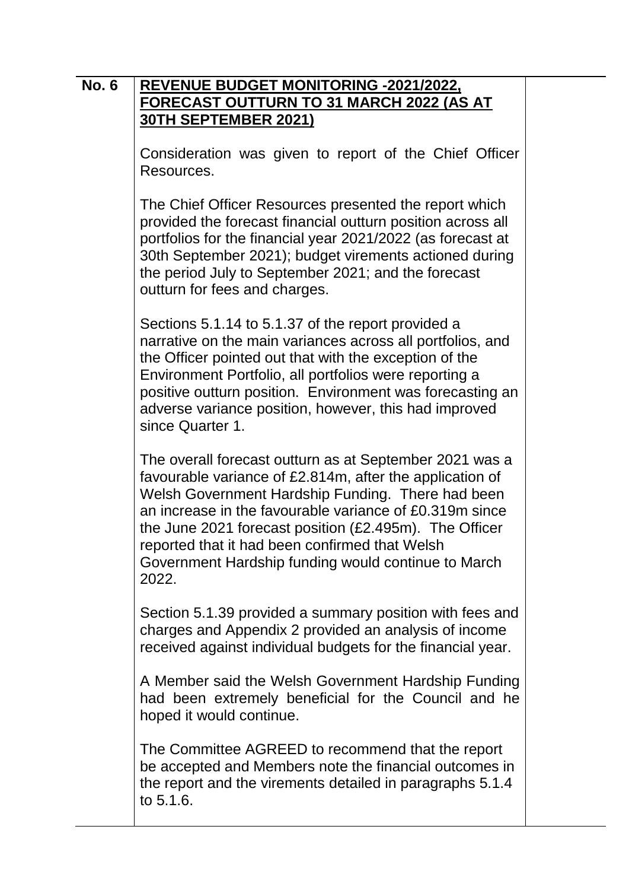| No. 6 | **REVENUE BUDGET MONITORING -2021/2022, FORECAST OUTTURN TO 31 MARCH 2022 (AS AT 30TH SEPTEMBER 2021)**<br><br>Consideration was given to report of the Chief Officer Resources.<br><br>The Chief Officer Resources presented the report which provided the forecast financial outturn position across all portfolios for the financial year 2021/2022 (as forecast at 30th September 2021); budget virements actioned during the period July to September 2021; and the forecast outturn for fees and charges.<br><br>Sections 5.1.14 to 5.1.37 of the report provided a narrative on the main variances across all portfolios, and the Officer pointed out that with the exception of the Environment Portfolio, all portfolios were reporting a positive outturn position. Environment was forecasting an adverse variance position, however, this had improved since Quarter 1.<br><br>The overall forecast outturn as at September 2021 was a favourable variance of £2.814m, after the application of Welsh Government Hardship Funding. There had been an increase in the favourable variance of £0.319m since the June 2021 forecast position (£2.495m). The Officer reported that it had been confirmed that Welsh Government Hardship funding would continue to March 2022.<br><br>Section 5.1.39 provided a summary position with fees and charges and Appendix 2 provided an analysis of income received against individual budgets for the financial year.<br><br>A Member said the Welsh Government Hardship Funding had been extremely beneficial for the Council and he hoped it would continue.<br><br>The Committee AGREED to recommend that the report be accepted and Members note the financial outcomes in the report and the virements detailed in paragraphs 5.1.4 to 5.1.6. | |
|---|---|---|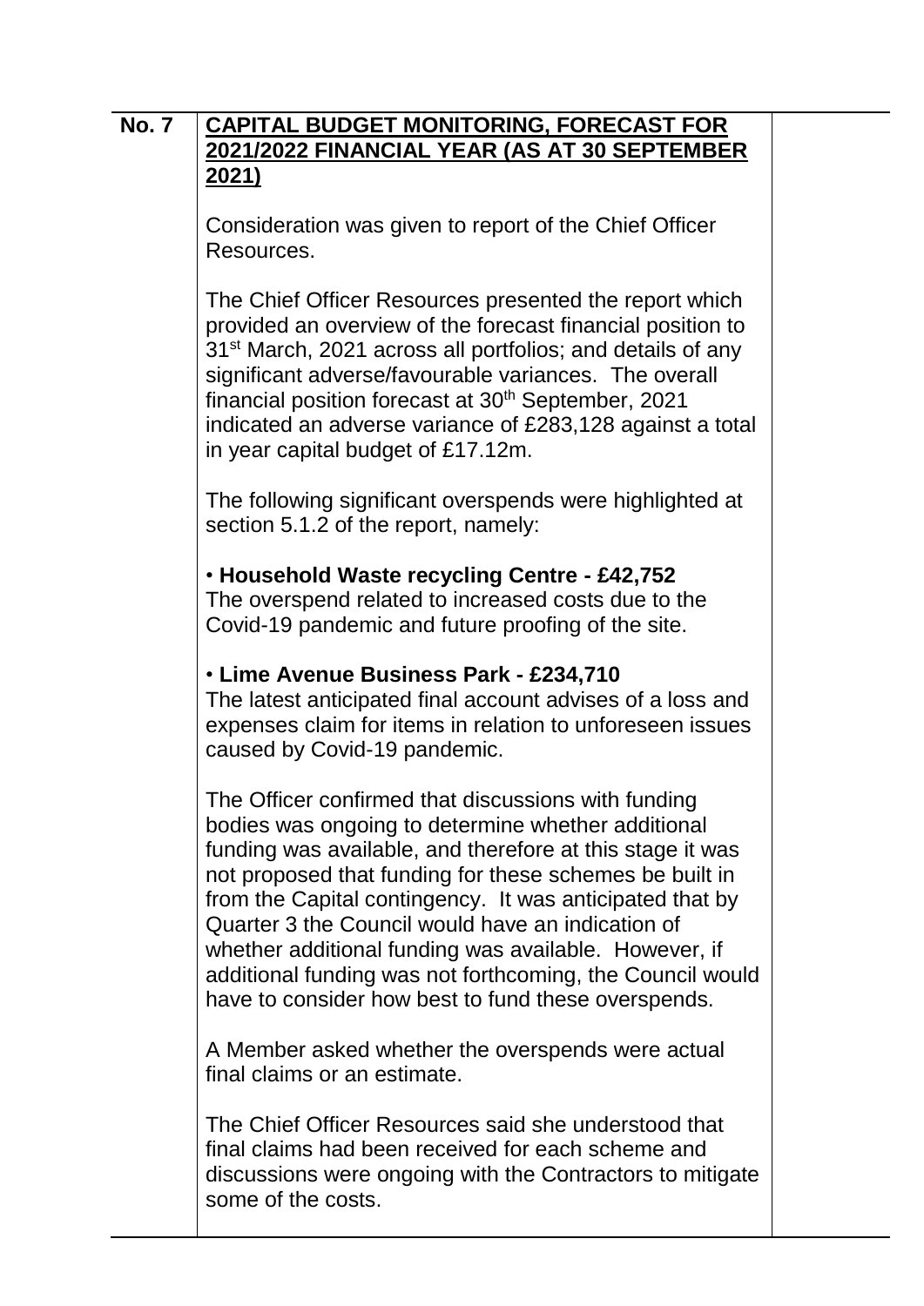**No. 7** **CAPITAL BUDGET MONITORING, FORECAST FOR 2021/2022 FINANCIAL YEAR (AS AT 30 SEPTEMBER 2021)**

Consideration was given to report of the Chief Officer Resources.

The Chief Officer Resources presented the report which provided an overview of the forecast financial position to 31st March, 2021 across all portfolios; and details of any significant adverse/favourable variances. The overall financial position forecast at 30th September, 2021 indicated an adverse variance of £283,128 against a total in year capital budget of £17.12m.

The following significant overspends were highlighted at section 5.1.2 of the report, namely:

• **Household Waste recycling Centre - £42,752**
The overspend related to increased costs due to the Covid-19 pandemic and future proofing of the site.

• **Lime Avenue Business Park - £234,710**
The latest anticipated final account advises of a loss and expenses claim for items in relation to unforeseen issues caused by Covid-19 pandemic.

The Officer confirmed that discussions with funding bodies was ongoing to determine whether additional funding was available, and therefore at this stage it was not proposed that funding for these schemes be built in from the Capital contingency. It was anticipated that by Quarter 3 the Council would have an indication of whether additional funding was available. However, if additional funding was not forthcoming, the Council would have to consider how best to fund these overspends.

A Member asked whether the overspends were actual final claims or an estimate.

The Chief Officer Resources said she understood that final claims had been received for each scheme and discussions were ongoing with the Contractors to mitigate some of the costs.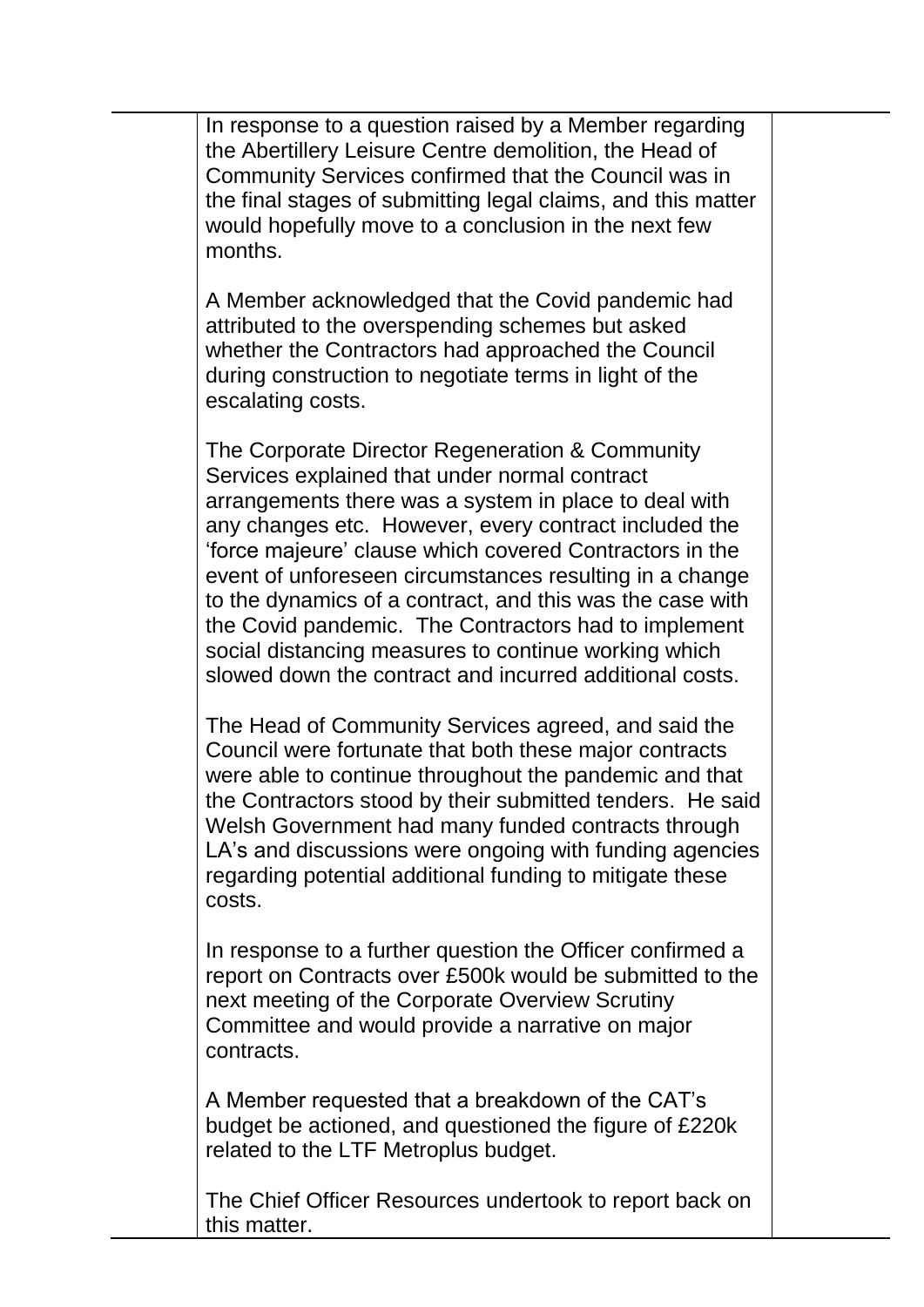In response to a question raised by a Member regarding the Abertillery Leisure Centre demolition, the Head of Community Services confirmed that the Council was in the final stages of submitting legal claims, and this matter would hopefully move to a conclusion in the next few months.

A Member acknowledged that the Covid pandemic had attributed to the overspending schemes but asked whether the Contractors had approached the Council during construction to negotiate terms in light of the escalating costs.

The Corporate Director Regeneration & Community Services explained that under normal contract arrangements there was a system in place to deal with any changes etc. However, every contract included the 'force majeure' clause which covered Contractors in the event of unforeseen circumstances resulting in a change to the dynamics of a contract, and this was the case with the Covid pandemic. The Contractors had to implement social distancing measures to continue working which slowed down the contract and incurred additional costs.

The Head of Community Services agreed, and said the Council were fortunate that both these major contracts were able to continue throughout the pandemic and that the Contractors stood by their submitted tenders. He said Welsh Government had many funded contracts through LA's and discussions were ongoing with funding agencies regarding potential additional funding to mitigate these costs.

In response to a further question the Officer confirmed a report on Contracts over £500k would be submitted to the next meeting of the Corporate Overview Scrutiny Committee and would provide a narrative on major contracts.

A Member requested that a breakdown of the CAT's budget be actioned, and questioned the figure of £220k related to the LTF Metroplus budget.

The Chief Officer Resources undertook to report back on this matter.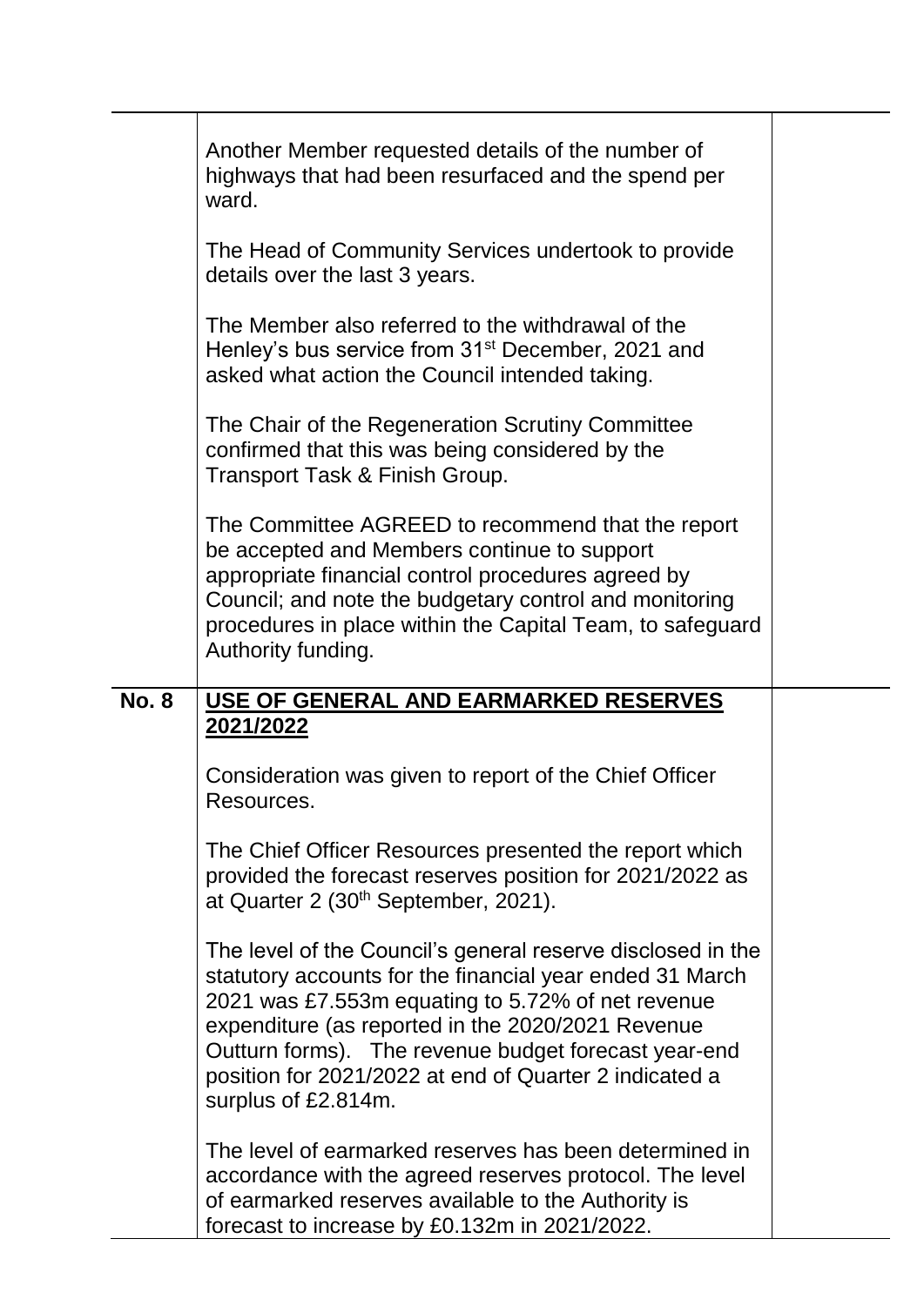Another Member requested details of the number of highways that had been resurfaced and the spend per ward.

The Head of Community Services undertook to provide details over the last 3 years.

The Member also referred to the withdrawal of the Henley's bus service from 31st December, 2021 and asked what action the Council intended taking.

The Chair of the Regeneration Scrutiny Committee confirmed that this was being considered by the Transport Task & Finish Group.

The Committee AGREED to recommend that the report be accepted and Members continue to support appropriate financial control procedures agreed by Council; and note the budgetary control and monitoring procedures in place within the Capital Team, to safeguard Authority funding.

**No. 8** **USE OF GENERAL AND EARMARKED RESERVES 2021/2022**

Consideration was given to report of the Chief Officer Resources.

The Chief Officer Resources presented the report which provided the forecast reserves position for 2021/2022 as at Quarter 2 (30th September, 2021).

The level of the Council's general reserve disclosed in the statutory accounts for the financial year ended 31 March 2021 was £7.553m equating to 5.72% of net revenue expenditure (as reported in the 2020/2021 Revenue Outturn forms). The revenue budget forecast year-end position for 2021/2022 at end of Quarter 2 indicated a surplus of £2.814m.

The level of earmarked reserves has been determined in accordance with the agreed reserves protocol. The level of earmarked reserves available to the Authority is forecast to increase by £0.132m in 2021/2022.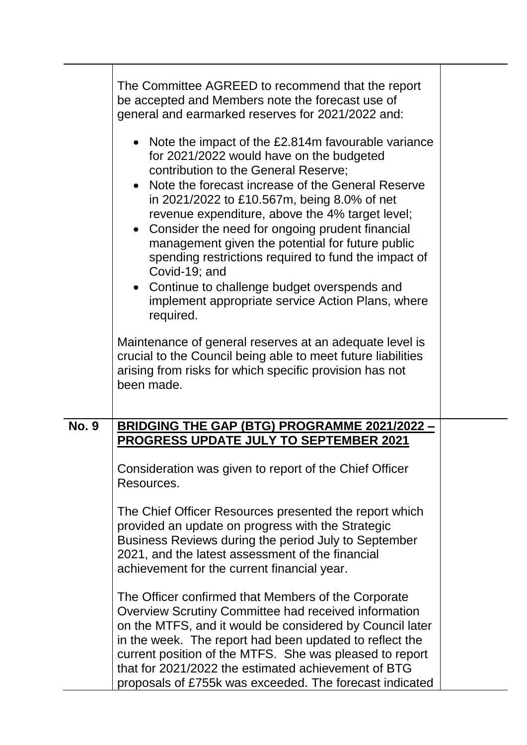The Committee AGREED to recommend that the report be accepted and Members note the forecast use of general and earmarked reserves for 2021/2022 and:

- Note the impact of the £2.814m favourable variance for 2021/2022 would have on the budgeted contribution to the General Reserve;
- Note the forecast increase of the General Reserve in 2021/2022 to £10.567m, being 8.0% of net revenue expenditure, above the 4% target level;
- Consider the need for ongoing prudent financial management given the potential for future public spending restrictions required to fund the impact of Covid-19; and
- Continue to challenge budget overspends and implement appropriate service Action Plans, where required.

Maintenance of general reserves at an adequate level is crucial to the Council being able to meet future liabilities arising from risks for which specific provision has not been made.

**No. 9** **BRIDGING THE GAP (BTG) PROGRAMME 2021/2022 – PROGRESS UPDATE JULY TO SEPTEMBER 2021**

Consideration was given to report of the Chief Officer Resources.

The Chief Officer Resources presented the report which provided an update on progress with the Strategic Business Reviews during the period July to September 2021, and the latest assessment of the financial achievement for the current financial year.

The Officer confirmed that Members of the Corporate Overview Scrutiny Committee had received information on the MTFS, and it would be considered by Council later in the week. The report had been updated to reflect the current position of the MTFS. She was pleased to report that for 2021/2022 the estimated achievement of BTG proposals of £755k was exceeded. The forecast indicated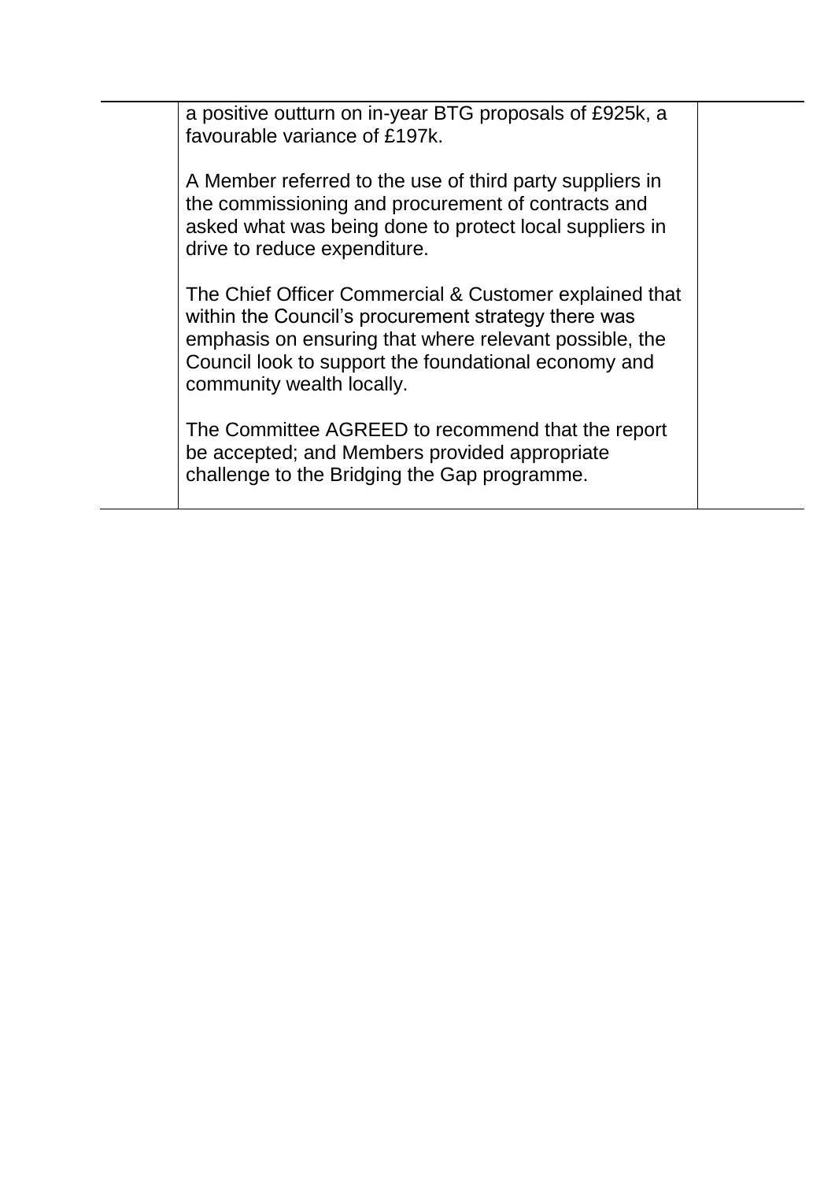| | | |
|---|---|---|
| | a positive outturn on in-year BTG proposals of £925k, a favourable variance of £197k.<br><br>A Member referred to the use of third party suppliers in the commissioning and procurement of contracts and asked what was being done to protect local suppliers in drive to reduce expenditure.<br><br>The Chief Officer Commercial & Customer explained that within the Council's procurement strategy there was emphasis on ensuring that where relevant possible, the Council look to support the foundational economy and community wealth locally.<br><br>The Committee AGREED to recommend that the report be accepted; and Members provided appropriate challenge to the Bridging the Gap programme. | |